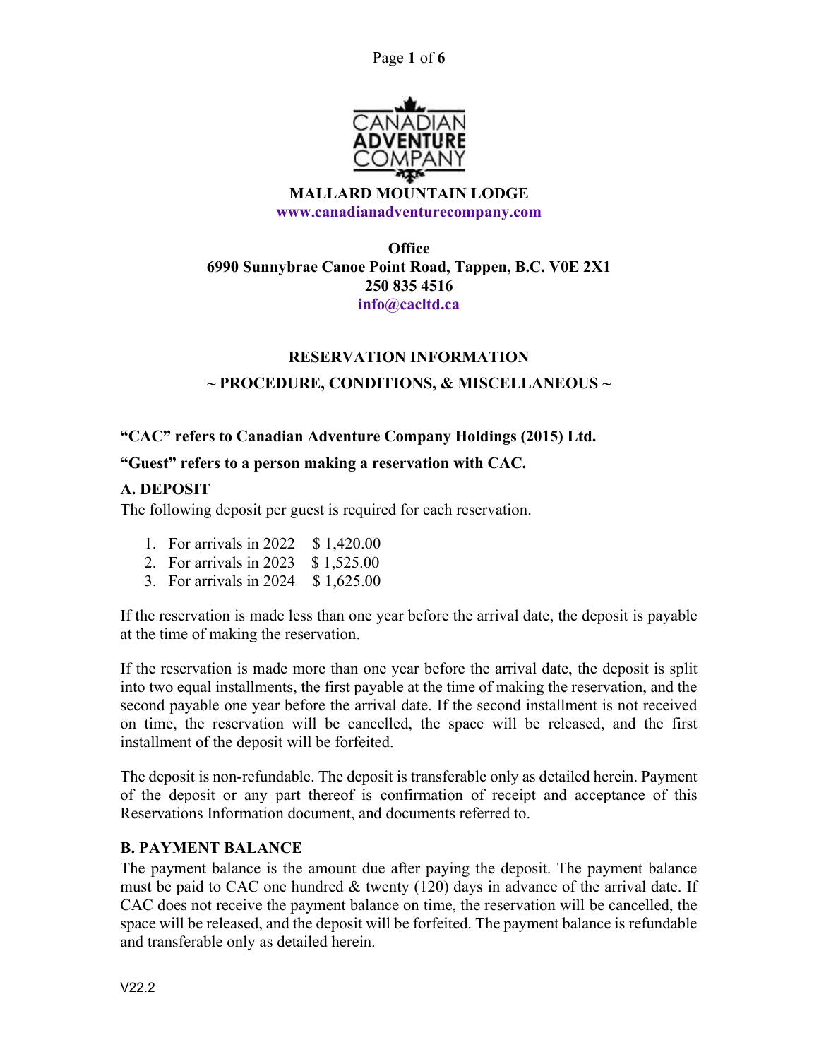CANADIAN ADVENTURE COMPANY

**MALLARD MOUNTAIN LODGE**
**www.canadianadventurecompany.com**

**Office**
**6990 Sunnybrae Canoe Point Road, Tappen, B.C. V0E 2X1**
**250 835 4516**
**info@cacltd.ca**

## RESERVATION INFORMATION

## ~ PROCEDURE, CONDITIONS, & MISCELLANEOUS ~

**"CAC" refers to Canadian Adventure Company Holdings (2015) Ltd.**

**"Guest" refers to a person making a reservation with CAC.**

### A. DEPOSIT

The following deposit per guest is required for each reservation.

1. For arrivals in 2022 $ 1,420.00
2. For arrivals in 2023 $ 1,525.00
3. For arrivals in 2024 $ 1,625.00

If the reservation is made less than one year before the arrival date, the deposit is payable at the time of making the reservation.

If the reservation is made more than one year before the arrival date, the deposit is split into two equal installments, the first payable at the time of making the reservation, and the second payable one year before the arrival date. If the second installment is not received on time, the reservation will be cancelled, the space will be released, and the first installment of the deposit will be forfeited.

The deposit is non-refundable. The deposit is transferable only as detailed herein. Payment of the deposit or any part thereof is confirmation of receipt and acceptance of this Reservations Information document, and documents referred to.

### B. PAYMENT BALANCE

The payment balance is the amount due after paying the deposit. The payment balance must be paid to CAC one hundred & twenty (120) days in advance of the arrival date. If CAC does not receive the payment balance on time, the reservation will be cancelled, the space will be released, and the deposit will be forfeited. The payment balance is refundable and transferable only as detailed herein.

V22.2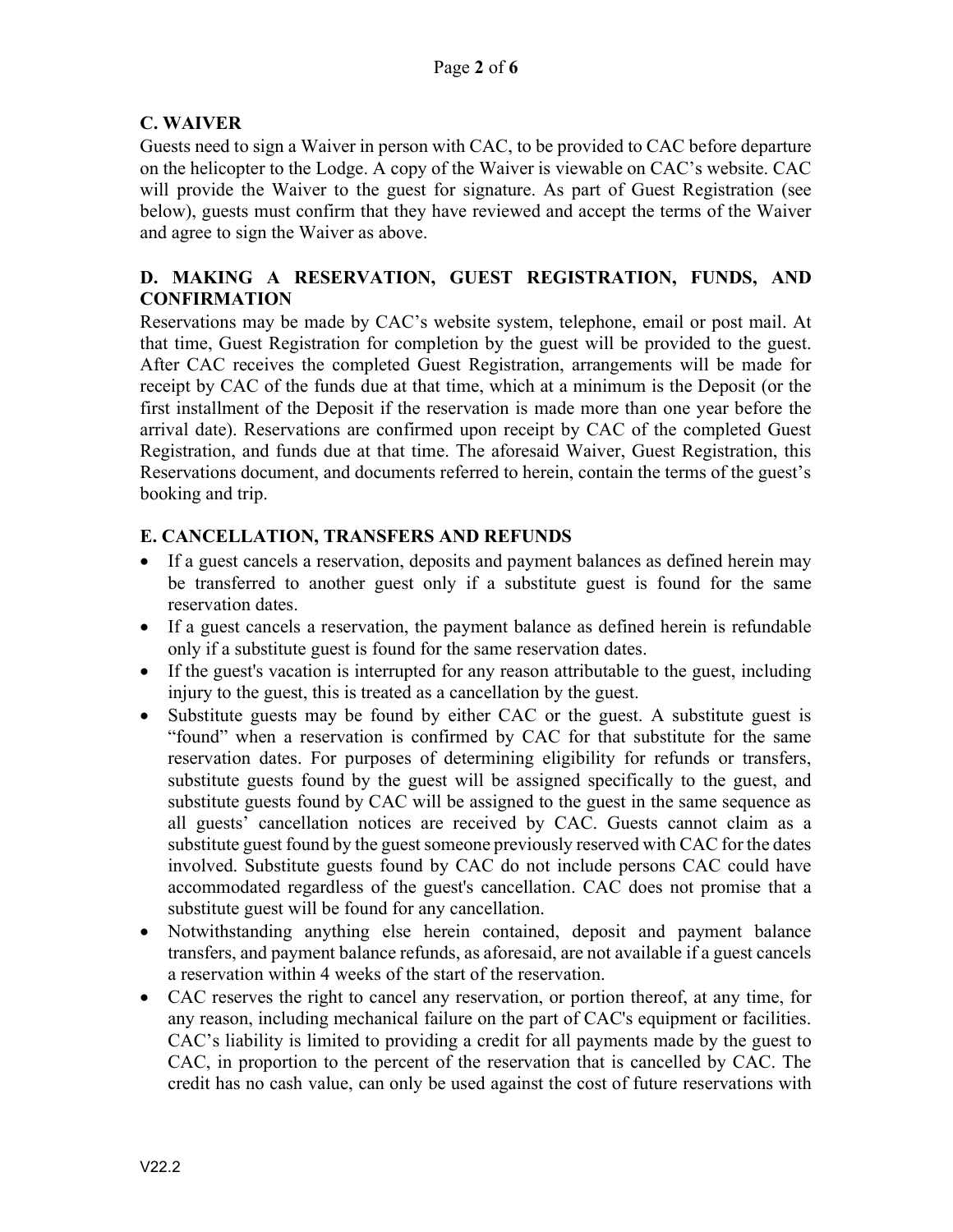## C. WAIVER

Guests need to sign a Waiver in person with CAC, to be provided to CAC before departure on the helicopter to the Lodge. A copy of the Waiver is viewable on CAC's website. CAC will provide the Waiver to the guest for signature. As part of Guest Registration (see below), guests must confirm that they have reviewed and accept the terms of the Waiver and agree to sign the Waiver as above.

## D. MAKING A RESERVATION, GUEST REGISTRATION, FUNDS, AND CONFIRMATION

Reservations may be made by CAC's website system, telephone, email or post mail. At that time, Guest Registration for completion by the guest will be provided to the guest. After CAC receives the completed Guest Registration, arrangements will be made for receipt by CAC of the funds due at that time, which at a minimum is the Deposit (or the first installment of the Deposit if the reservation is made more than one year before the arrival date). Reservations are confirmed upon receipt by CAC of the completed Guest Registration, and funds due at that time. The aforesaid Waiver, Guest Registration, this Reservations document, and documents referred to herein, contain the terms of the guest's booking and trip.

## E. CANCELLATION, TRANSFERS AND REFUNDS

- If a guest cancels a reservation, deposits and payment balances as defined herein may be transferred to another guest only if a substitute guest is found for the same reservation dates.
- If a guest cancels a reservation, the payment balance as defined herein is refundable only if a substitute guest is found for the same reservation dates.
- If the guest's vacation is interrupted for any reason attributable to the guest, including injury to the guest, this is treated as a cancellation by the guest.
- Substitute guests may be found by either CAC or the guest. A substitute guest is "found" when a reservation is confirmed by CAC for that substitute for the same reservation dates. For purposes of determining eligibility for refunds or transfers, substitute guests found by the guest will be assigned specifically to the guest, and substitute guests found by CAC will be assigned to the guest in the same sequence as all guests' cancellation notices are received by CAC. Guests cannot claim as a substitute guest found by the guest someone previously reserved with CAC for the dates involved. Substitute guests found by CAC do not include persons CAC could have accommodated regardless of the guest's cancellation. CAC does not promise that a substitute guest will be found for any cancellation.
- Notwithstanding anything else herein contained, deposit and payment balance transfers, and payment balance refunds, as aforesaid, are not available if a guest cancels a reservation within 4 weeks of the start of the reservation.
- CAC reserves the right to cancel any reservation, or portion thereof, at any time, for any reason, including mechanical failure on the part of CAC's equipment or facilities. CAC's liability is limited to providing a credit for all payments made by the guest to CAC, in proportion to the percent of the reservation that is cancelled by CAC. The credit has no cash value, can only be used against the cost of future reservations with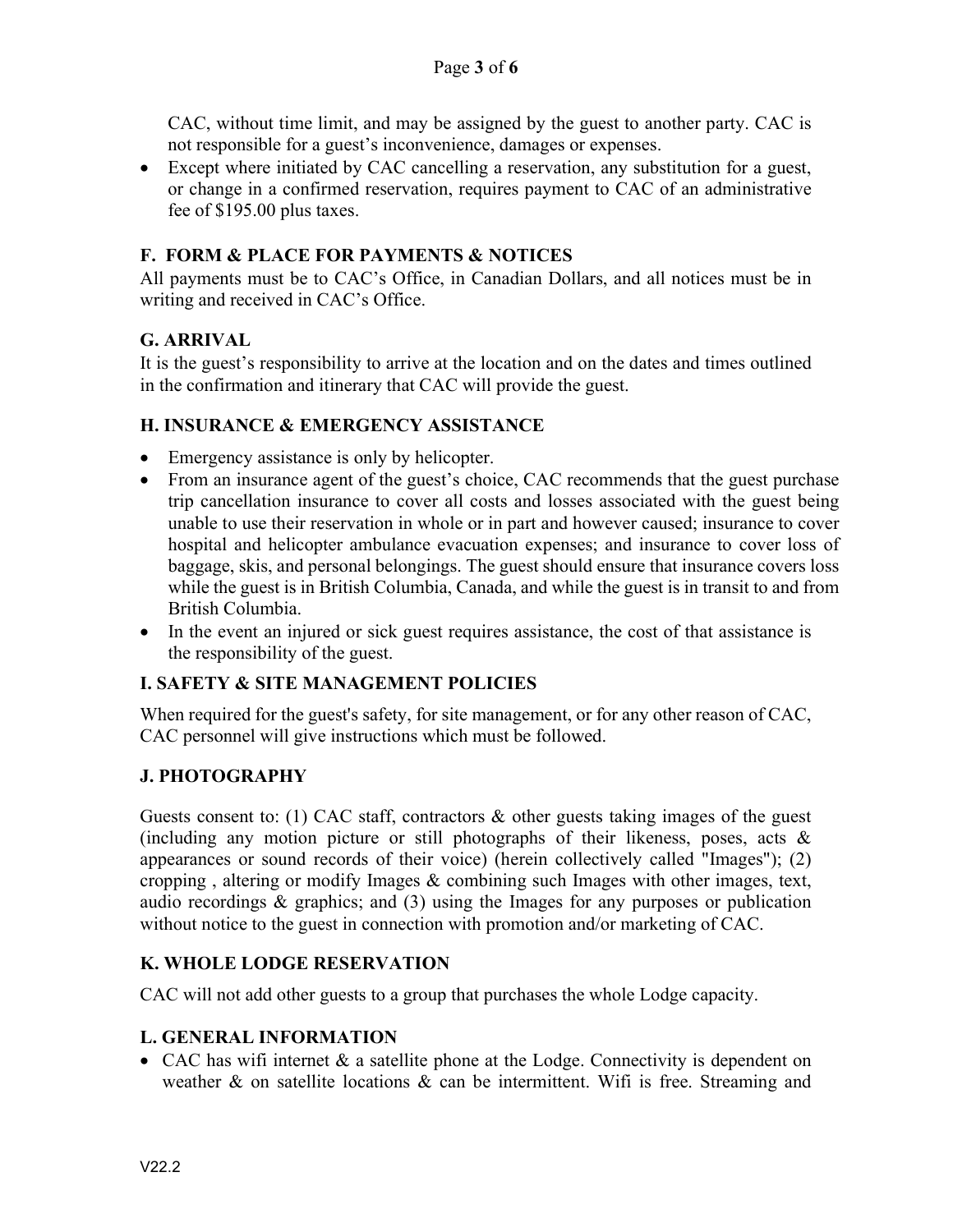CAC, without time limit, and may be assigned by the guest to another party. CAC is not responsible for a guest's inconvenience, damages or expenses.
- Except where initiated by CAC cancelling a reservation, any substitution for a guest, or change in a confirmed reservation, requires payment to CAC of an administrative fee of $195.00 plus taxes.

### F. FORM & PLACE FOR PAYMENTS & NOTICES

All payments must be to CAC's Office, in Canadian Dollars, and all notices must be in writing and received in CAC's Office.

### G. ARRIVAL

It is the guest's responsibility to arrive at the location and on the dates and times outlined in the confirmation and itinerary that CAC will provide the guest.

### H. INSURANCE & EMERGENCY ASSISTANCE

- Emergency assistance is only by helicopter.
- From an insurance agent of the guest's choice, CAC recommends that the guest purchase trip cancellation insurance to cover all costs and losses associated with the guest being unable to use their reservation in whole or in part and however caused; insurance to cover hospital and helicopter ambulance evacuation expenses; and insurance to cover loss of baggage, skis, and personal belongings. The guest should ensure that insurance covers loss while the guest is in British Columbia, Canada, and while the guest is in transit to and from British Columbia.
- In the event an injured or sick guest requires assistance, the cost of that assistance is the responsibility of the guest.

### I. SAFETY & SITE MANAGEMENT POLICIES

When required for the guest's safety, for site management, or for any other reason of CAC, CAC personnel will give instructions which must be followed.

### J. PHOTOGRAPHY

Guests consent to: (1) CAC staff, contractors & other guests taking images of the guest (including any motion picture or still photographs of their likeness, poses, acts & appearances or sound records of their voice) (herein collectively called "Images"); (2) cropping , altering or modify Images & combining such Images with other images, text, audio recordings & graphics; and (3) using the Images for any purposes or publication without notice to the guest in connection with promotion and/or marketing of CAC.

### K. WHOLE LODGE RESERVATION

CAC will not add other guests to a group that purchases the whole Lodge capacity.

### L. GENERAL INFORMATION

- CAC has wifi internet & a satellite phone at the Lodge. Connectivity is dependent on weather & on satellite locations & can be intermittent. Wifi is free. Streaming and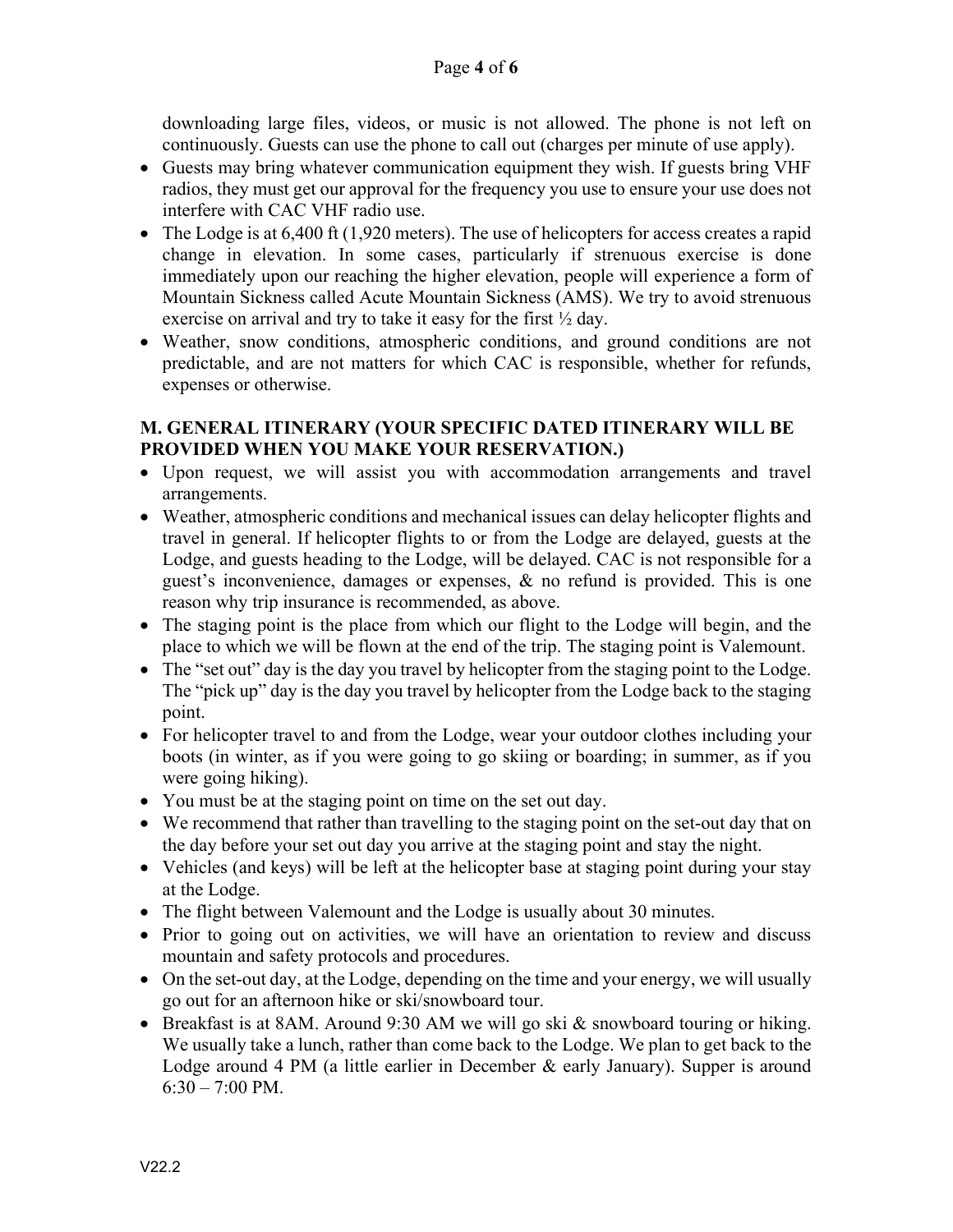downloading large files, videos, or music is not allowed. The phone is not left on continuously. Guests can use the phone to call out (charges per minute of use apply).

- Guests may bring whatever communication equipment they wish. If guests bring VHF radios, they must get our approval for the frequency you use to ensure your use does not interfere with CAC VHF radio use.
- The Lodge is at 6,400 ft (1,920 meters). The use of helicopters for access creates a rapid change in elevation. In some cases, particularly if strenuous exercise is done immediately upon our reaching the higher elevation, people will experience a form of Mountain Sickness called Acute Mountain Sickness (AMS). We try to avoid strenuous exercise on arrival and try to take it easy for the first ½ day.
- Weather, snow conditions, atmospheric conditions, and ground conditions are not predictable, and are not matters for which CAC is responsible, whether for refunds, expenses or otherwise.

## M. GENERAL ITINERARY (YOUR SPECIFIC DATED ITINERARY WILL BE PROVIDED WHEN YOU MAKE YOUR RESERVATION.)

- Upon request, we will assist you with accommodation arrangements and travel arrangements.
- Weather, atmospheric conditions and mechanical issues can delay helicopter flights and travel in general. If helicopter flights to or from the Lodge are delayed, guests at the Lodge, and guests heading to the Lodge, will be delayed. CAC is not responsible for a guest's inconvenience, damages or expenses, & no refund is provided. This is one reason why trip insurance is recommended, as above.
- The staging point is the place from which our flight to the Lodge will begin, and the place to which we will be flown at the end of the trip. The staging point is Valemount.
- The "set out" day is the day you travel by helicopter from the staging point to the Lodge. The "pick up" day is the day you travel by helicopter from the Lodge back to the staging point.
- For helicopter travel to and from the Lodge, wear your outdoor clothes including your boots (in winter, as if you were going to go skiing or boarding; in summer, as if you were going hiking).
- You must be at the staging point on time on the set out day.
- We recommend that rather than travelling to the staging point on the set-out day that on the day before your set out day you arrive at the staging point and stay the night.
- Vehicles (and keys) will be left at the helicopter base at staging point during your stay at the Lodge.
- The flight between Valemount and the Lodge is usually about 30 minutes.
- Prior to going out on activities, we will have an orientation to review and discuss mountain and safety protocols and procedures.
- On the set-out day, at the Lodge, depending on the time and your energy, we will usually go out for an afternoon hike or ski/snowboard tour.
- Breakfast is at 8AM. Around 9:30 AM we will go ski & snowboard touring or hiking. We usually take a lunch, rather than come back to the Lodge. We plan to get back to the Lodge around 4 PM (a little earlier in December & early January). Supper is around 6:30 – 7:00 PM.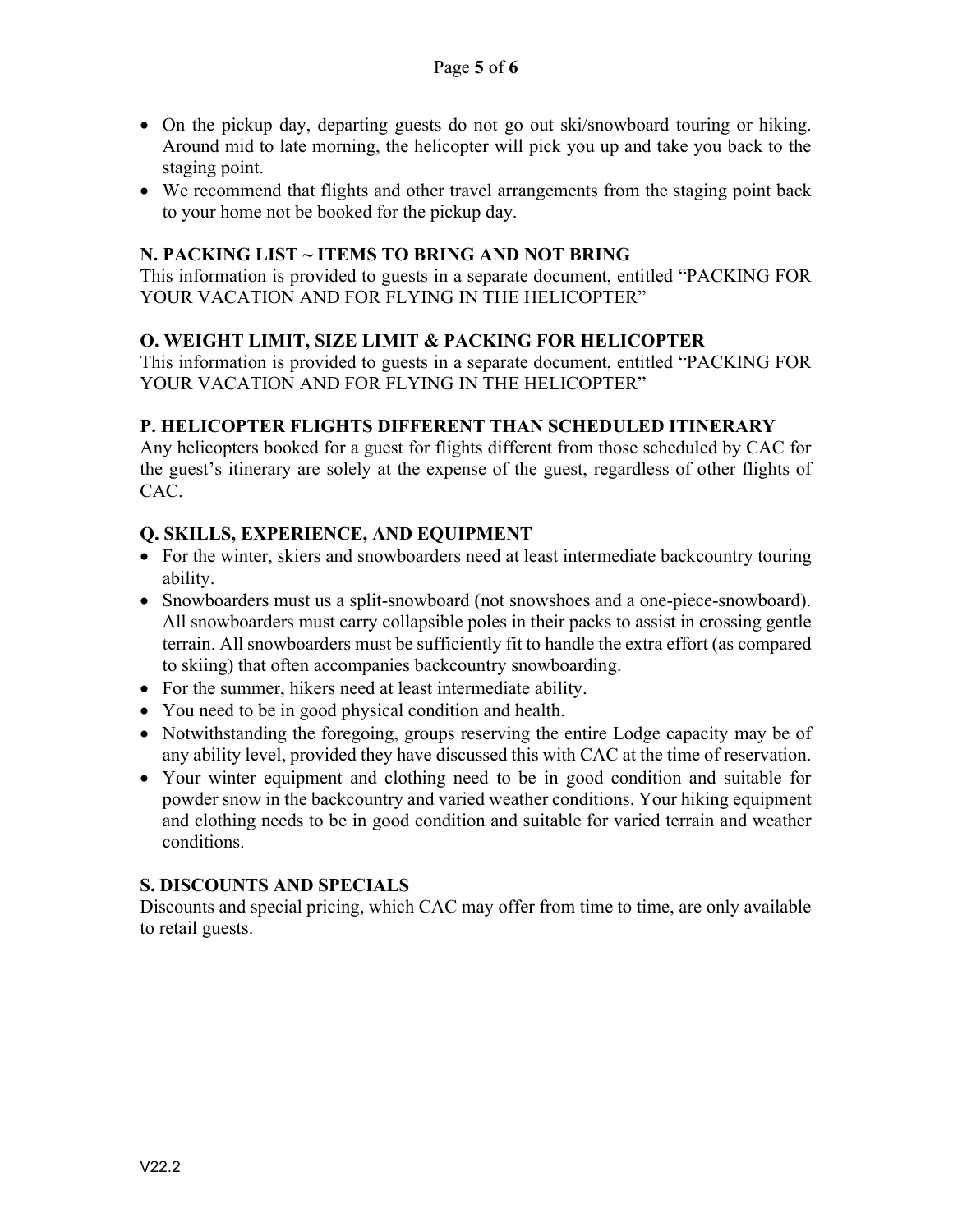- On the pickup day, departing guests do not go out ski/snowboard touring or hiking. Around mid to late morning, the helicopter will pick you up and take you back to the staging point.
- We recommend that flights and other travel arrangements from the staging point back to your home not be booked for the pickup day.

### N. PACKING LIST ~ ITEMS TO BRING AND NOT BRING

This information is provided to guests in a separate document, entitled "PACKING FOR YOUR VACATION AND FOR FLYING IN THE HELICOPTER"

### O. WEIGHT LIMIT, SIZE LIMIT & PACKING FOR HELICOPTER

This information is provided to guests in a separate document, entitled "PACKING FOR YOUR VACATION AND FOR FLYING IN THE HELICOPTER"

### P. HELICOPTER FLIGHTS DIFFERENT THAN SCHEDULED ITINERARY

Any helicopters booked for a guest for flights different from those scheduled by CAC for the guest's itinerary are solely at the expense of the guest, regardless of other flights of CAC.

### Q. SKILLS, EXPERIENCE, AND EQUIPMENT

- For the winter, skiers and snowboarders need at least intermediate backcountry touring ability.
- Snowboarders must us a split-snowboard (not snowshoes and a one-piece-snowboard). All snowboarders must carry collapsible poles in their packs to assist in crossing gentle terrain. All snowboarders must be sufficiently fit to handle the extra effort (as compared to skiing) that often accompanies backcountry snowboarding.
- For the summer, hikers need at least intermediate ability.
- You need to be in good physical condition and health.
- Notwithstanding the foregoing, groups reserving the entire Lodge capacity may be of any ability level, provided they have discussed this with CAC at the time of reservation.
- Your winter equipment and clothing need to be in good condition and suitable for powder snow in the backcountry and varied weather conditions. Your hiking equipment and clothing needs to be in good condition and suitable for varied terrain and weather conditions.

### S. DISCOUNTS AND SPECIALS

Discounts and special pricing, which CAC may offer from time to time, are only available to retail guests.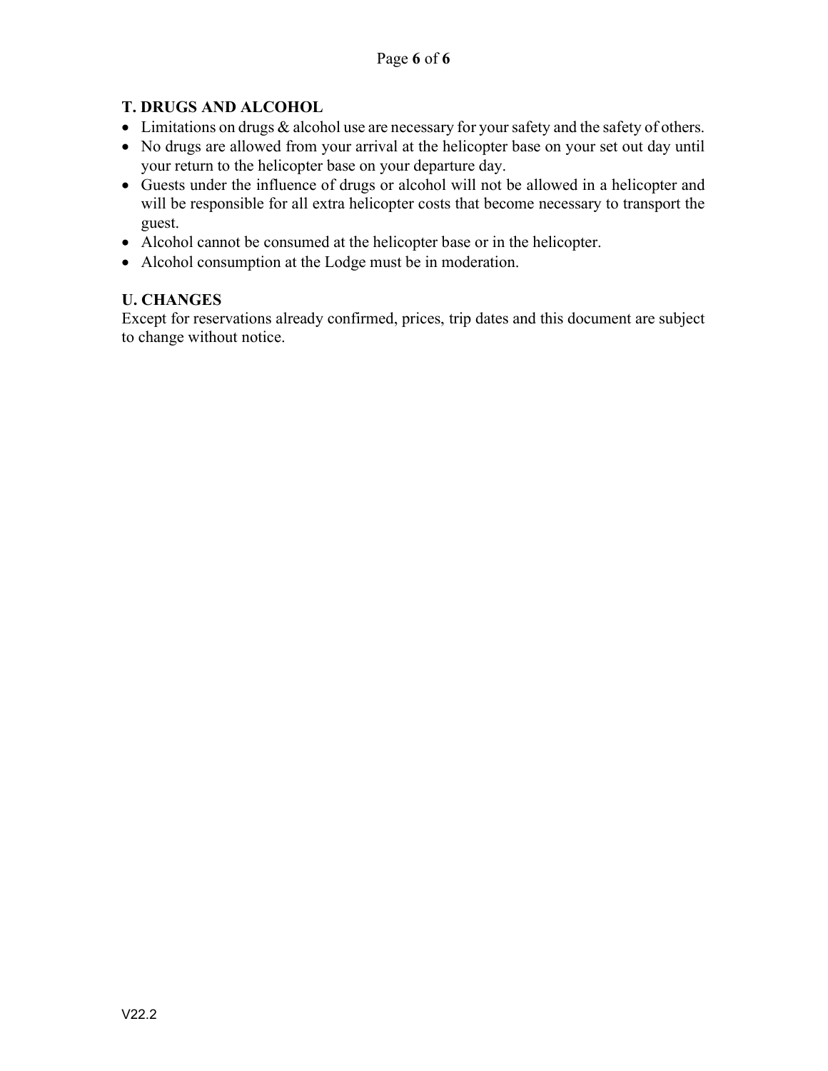**T. DRUGS AND ALCOHOL**

- Limitations on drugs & alcohol use are necessary for your safety and the safety of others.
- No drugs are allowed from your arrival at the helicopter base on your set out day until your return to the helicopter base on your departure day.
- Guests under the influence of drugs or alcohol will not be allowed in a helicopter and will be responsible for all extra helicopter costs that become necessary to transport the guest.
- Alcohol cannot be consumed at the helicopter base or in the helicopter.
- Alcohol consumption at the Lodge must be in moderation.

**U. CHANGES**

Except for reservations already confirmed, prices, trip dates and this document are subject to change without notice.